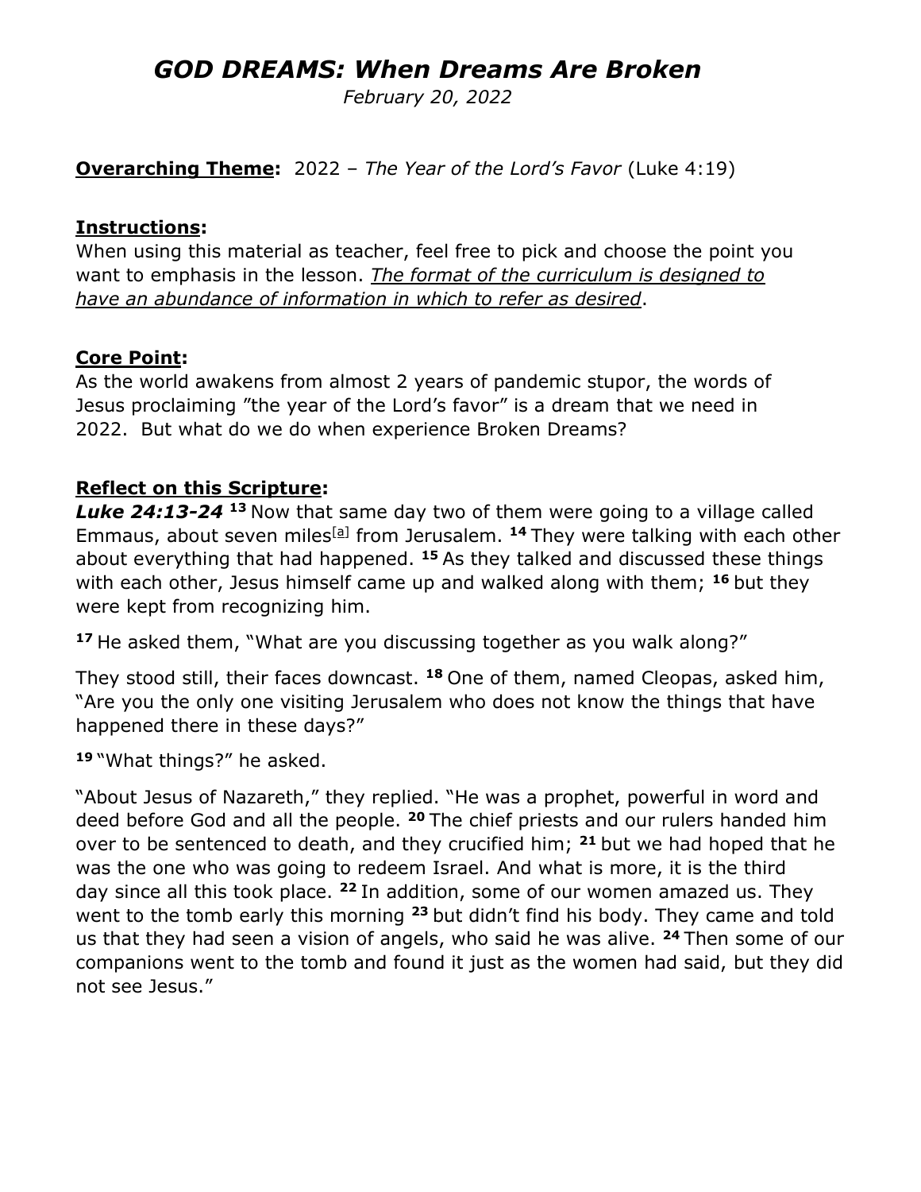# *GOD DREAMS: When Dreams Are Broken*

*February 20, 2022*

**Overarching Theme:** 2022 – *The Year of the Lord's Favor* (Luke 4:19)

## Instructions:

When using this material as teacher, feel free to pick and choose the point you want to emphasis in the lesson. *The format of the curriculum is designed to have an abundance of information in which to refer as desired*.

## Core Point:

As the world awakens from almost 2 years of pandemic stupor, the words of Jesus proclaiming "the year of the Lord's favor" is a dream that we need in 2022. But what do we do when experience Broken Dreams?

## Reflect on this Scripture:

***Luke 24:13-24*** **13** Now that same day two of them were going to a village called Emmaus, about seven miles[a] from Jerusalem. **14** They were talking with each other about everything that had happened. **15** As they talked and discussed these things with each other, Jesus himself came up and walked along with them; **16** but they were kept from recognizing him.

**17** He asked them, "What are you discussing together as you walk along?"

They stood still, their faces downcast. **18** One of them, named Cleopas, asked him, "Are you the only one visiting Jerusalem who does not know the things that have happened there in these days?"

**19** "What things?" he asked.

"About Jesus of Nazareth," they replied. "He was a prophet, powerful in word and deed before God and all the people. **20** The chief priests and our rulers handed him over to be sentenced to death, and they crucified him; **21** but we had hoped that he was the one who was going to redeem Israel. And what is more, it is the third day since all this took place. **22** In addition, some of our women amazed us. They went to the tomb early this morning **23** but didn't find his body. They came and told us that they had seen a vision of angels, who said he was alive. **24** Then some of our companions went to the tomb and found it just as the women had said, but they did not see Jesus."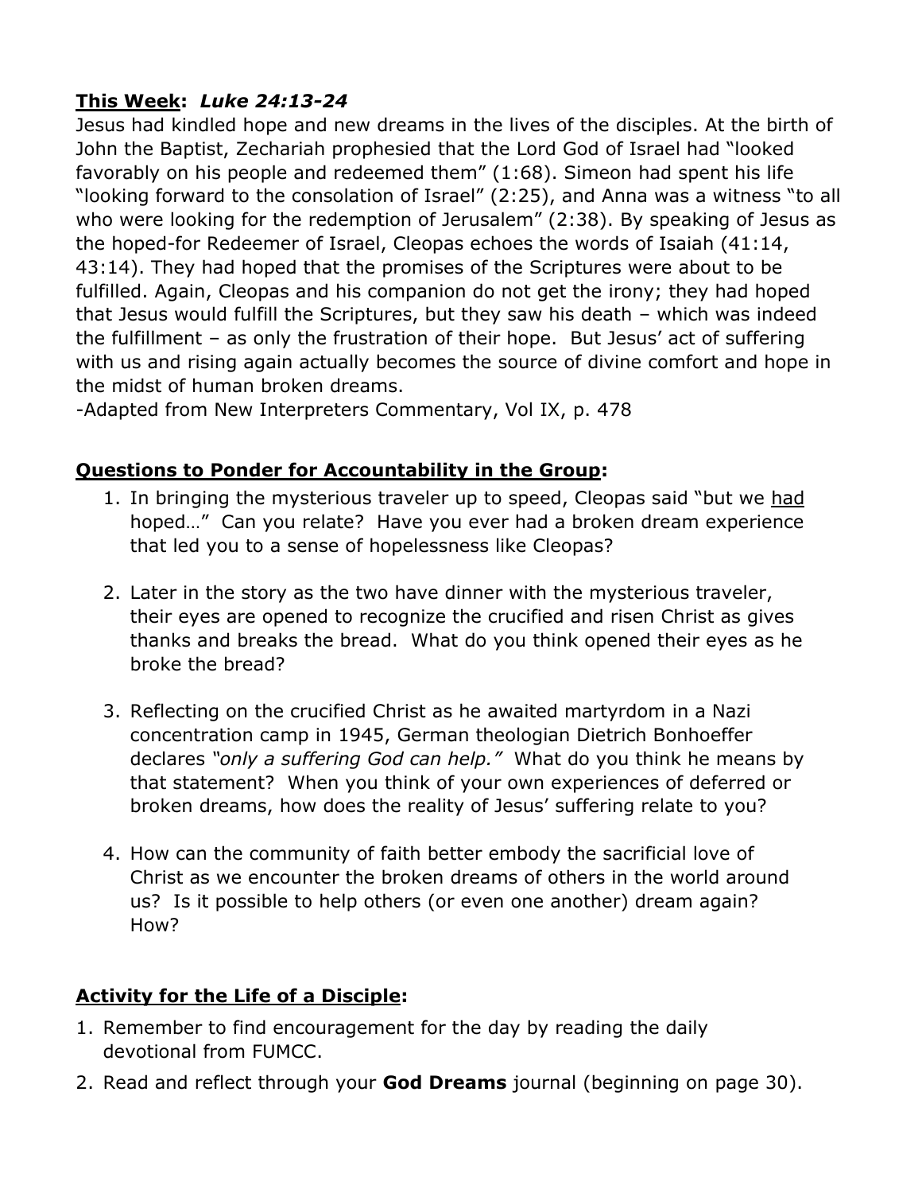**<u>This Week</u>:** ***Luke 24:13-24***

Jesus had kindled hope and new dreams in the lives of the disciples. At the birth of John the Baptist, Zechariah prophesied that the Lord God of Israel had "looked favorably on his people and redeemed them" (1:68). Simeon had spent his life "looking forward to the consolation of Israel" (2:25), and Anna was a witness "to all who were looking for the redemption of Jerusalem" (2:38). By speaking of Jesus as the hoped-for Redeemer of Israel, Cleopas echoes the words of Isaiah (41:14, 43:14). They had hoped that the promises of the Scriptures were about to be fulfilled. Again, Cleopas and his companion do not get the irony; they had hoped that Jesus would fulfill the Scriptures, but they saw his death – which was indeed the fulfillment – as only the frustration of their hope. But Jesus' act of suffering with us and rising again actually becomes the source of divine comfort and hope in the midst of human broken dreams.
-Adapted from New Interpreters Commentary, Vol IX, p. 478

**<u>Questions to Ponder for Accountability in the Group</u>:**

1. In bringing the mysterious traveler up to speed, Cleopas said "but we <u>had</u> hoped…" Can you relate? Have you ever had a broken dream experience that led you to a sense of hopelessness like Cleopas?

2. Later in the story as the two have dinner with the mysterious traveler, their eyes are opened to recognize the crucified and risen Christ as gives thanks and breaks the bread. What do you think opened their eyes as he broke the bread?

3. Reflecting on the crucified Christ as he awaited martyrdom in a Nazi concentration camp in 1945, German theologian Dietrich Bonhoeffer declares *"only a suffering God can help."* What do you think he means by that statement? When you think of your own experiences of deferred or broken dreams, how does the reality of Jesus' suffering relate to you?

4. How can the community of faith better embody the sacrificial love of Christ as we encounter the broken dreams of others in the world around us? Is it possible to help others (or even one another) dream again? How?

**<u>Activity for the Life of a Disciple</u>:**

1. Remember to find encouragement for the day by reading the daily devotional from FUMCC.
2. Read and reflect through your **God Dreams** journal (beginning on page 30).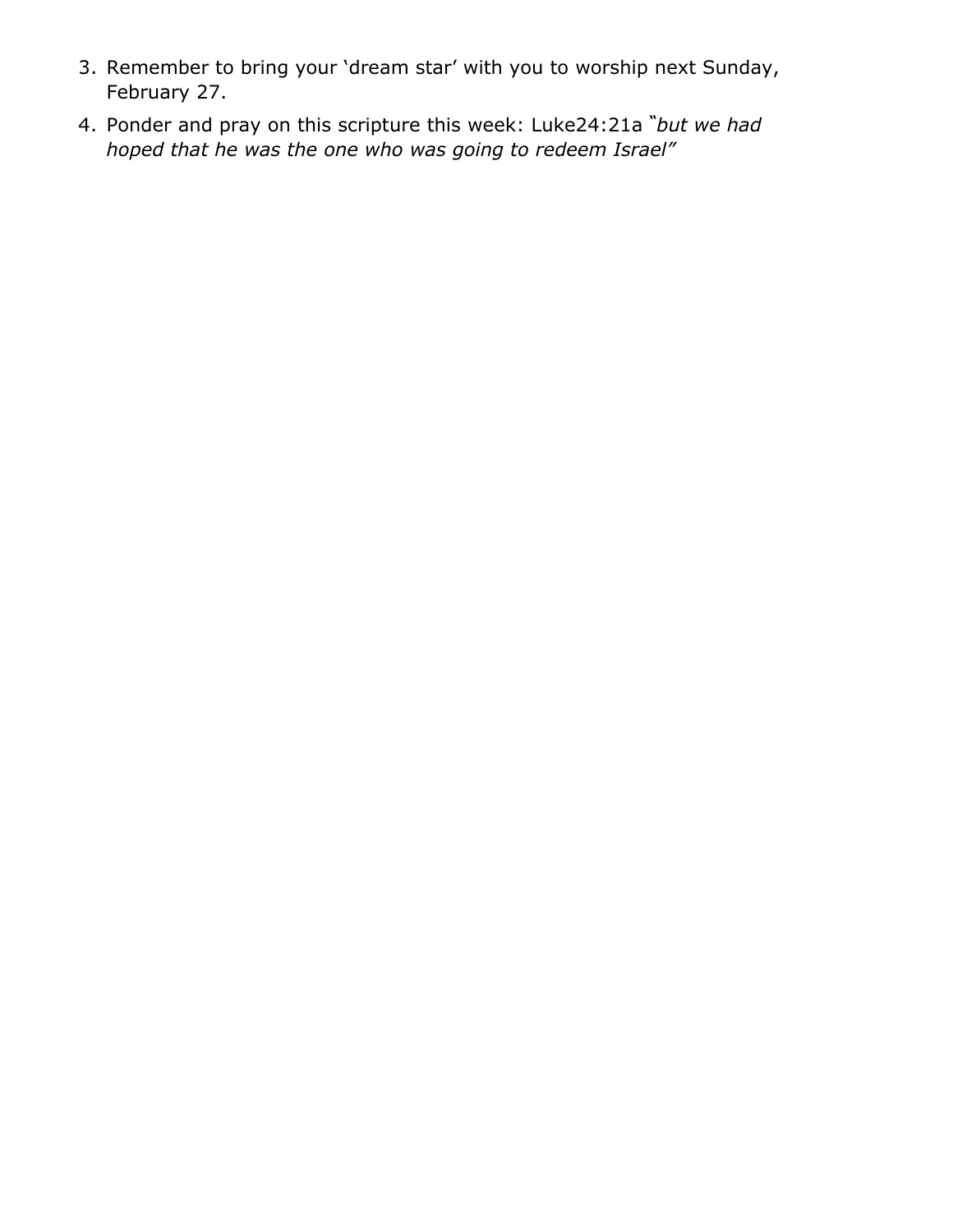3. Remember to bring your ‘dream star’ with you to worship next Sunday, February 27.
4. Ponder and pray on this scripture this week: Luke24:21a *“but we had hoped that he was the one who was going to redeem Israel”*